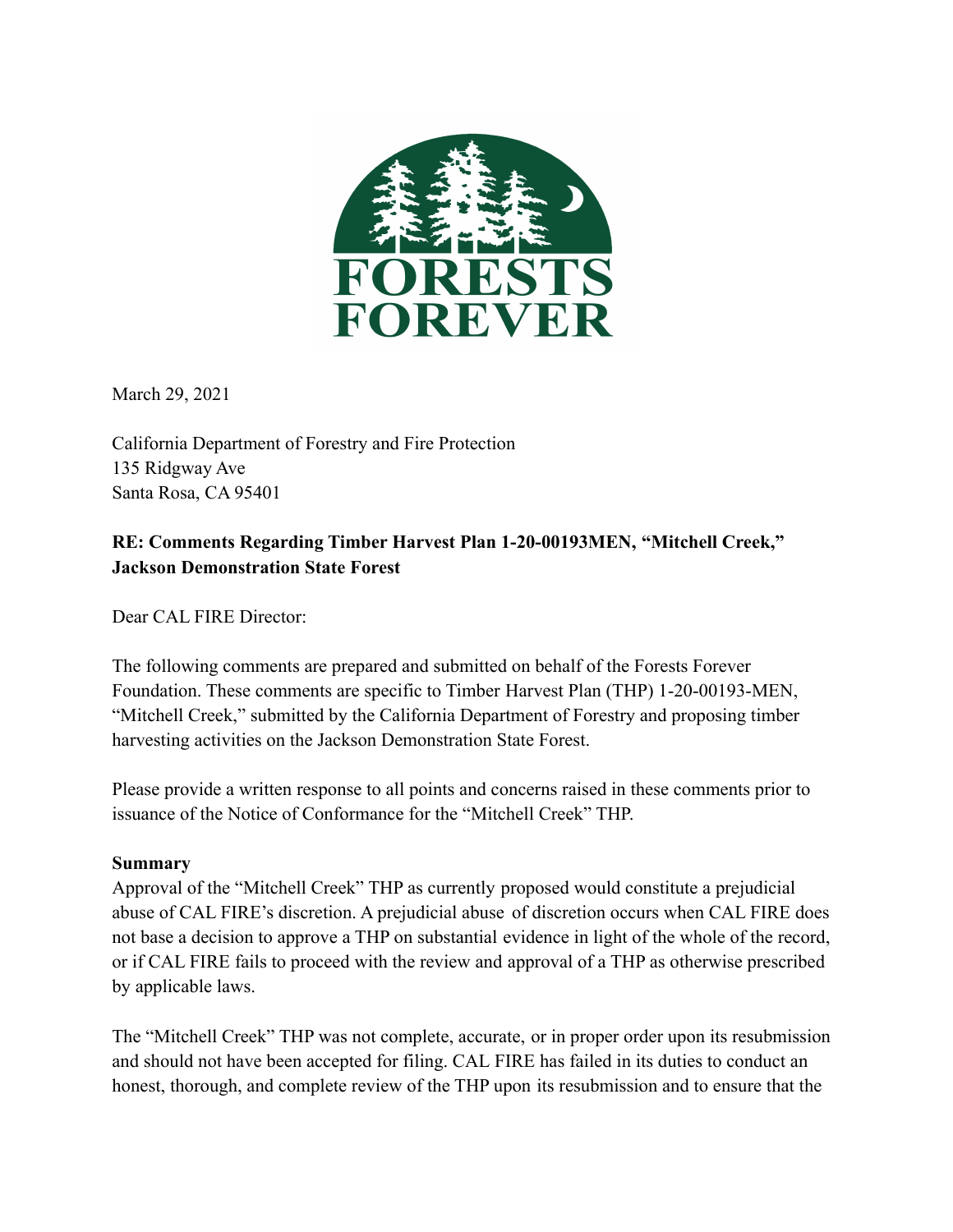FORESTS FOREVER

March 29, 2021

California Department of Forestry and Fire Protection
135 Ridgway Ave
Santa Rosa, CA 95401

**RE: Comments Regarding Timber Harvest Plan 1-20-00193MEN, "Mitchell Creek," Jackson Demonstration State Forest**

Dear CAL FIRE Director:

The following comments are prepared and submitted on behalf of the Forests Forever Foundation. These comments are specific to Timber Harvest Plan (THP) 1-20-00193-MEN, "Mitchell Creek," submitted by the California Department of Forestry and proposing timber harvesting activities on the Jackson Demonstration State Forest.

Please provide a written response to all points and concerns raised in these comments prior to issuance of the Notice of Conformance for the "Mitchell Creek" THP.

**Summary**

Approval of the "Mitchell Creek" THP as currently proposed would constitute a prejudicial abuse of CAL FIRE's discretion. A prejudicial abuse of discretion occurs when CAL FIRE does not base a decision to approve a THP on substantial evidence in light of the whole of the record, or if CAL FIRE fails to proceed with the review and approval of a THP as otherwise prescribed by applicable laws.

The "Mitchell Creek" THP was not complete, accurate, or in proper order upon its resubmission and should not have been accepted for filing. CAL FIRE has failed in its duties to conduct an honest, thorough, and complete review of the THP upon its resubmission and to ensure that the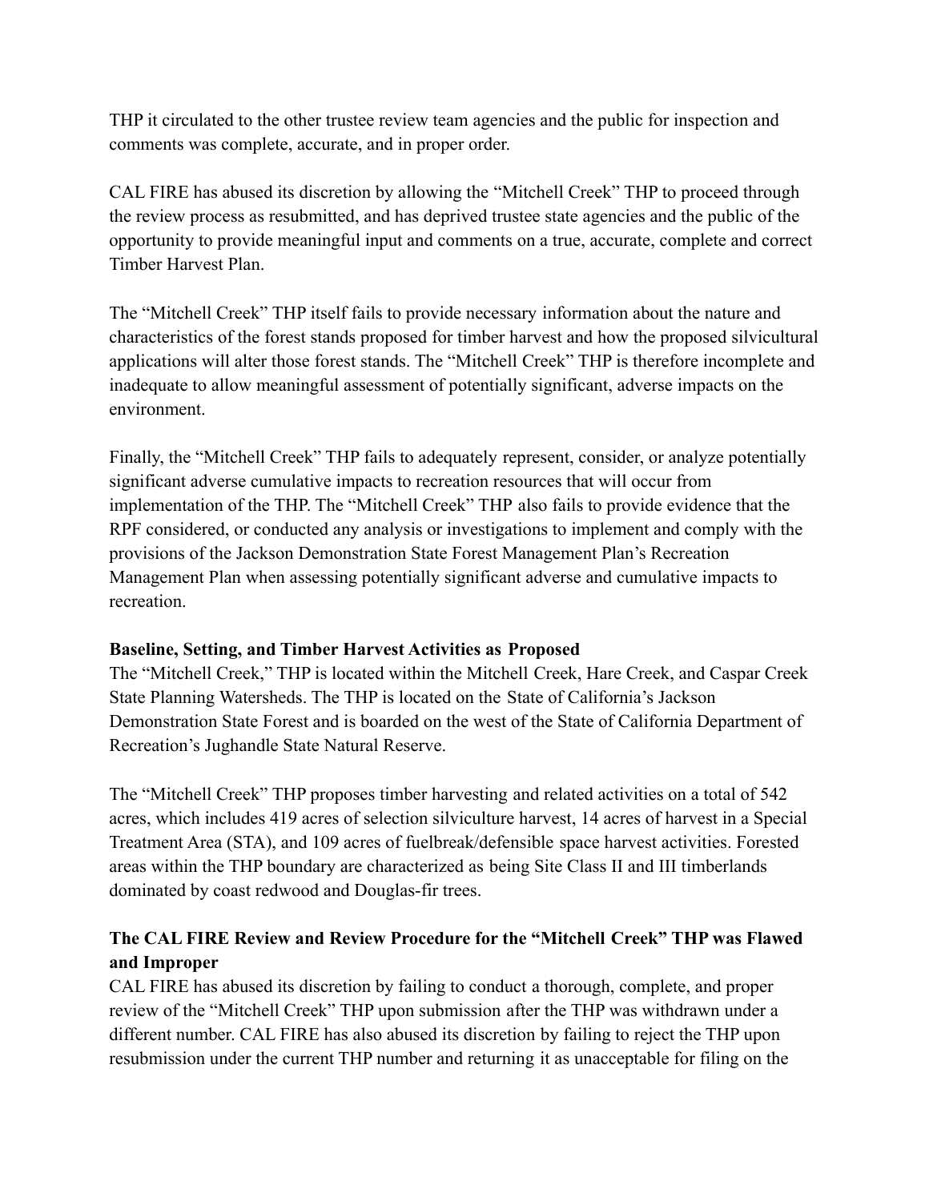THP it circulated to the other trustee review team agencies and the public for inspection and comments was complete, accurate, and in proper order.

CAL FIRE has abused its discretion by allowing the "Mitchell Creek" THP to proceed through the review process as resubmitted, and has deprived trustee state agencies and the public of the opportunity to provide meaningful input and comments on a true, accurate, complete and correct Timber Harvest Plan.

The "Mitchell Creek" THP itself fails to provide necessary information about the nature and characteristics of the forest stands proposed for timber harvest and how the proposed silvicultural applications will alter those forest stands. The "Mitchell Creek" THP is therefore incomplete and inadequate to allow meaningful assessment of potentially significant, adverse impacts on the environment.

Finally, the "Mitchell Creek" THP fails to adequately represent, consider, or analyze potentially significant adverse cumulative impacts to recreation resources that will occur from implementation of the THP. The "Mitchell Creek" THP also fails to provide evidence that the RPF considered, or conducted any analysis or investigations to implement and comply with the provisions of the Jackson Demonstration State Forest Management Plan's Recreation Management Plan when assessing potentially significant adverse and cumulative impacts to recreation.

**Baseline, Setting, and Timber Harvest Activities as Proposed**

The "Mitchell Creek," THP is located within the Mitchell Creek, Hare Creek, and Caspar Creek State Planning Watersheds. The THP is located on the State of California's Jackson Demonstration State Forest and is boarded on the west of the State of California Department of Recreation's Jughandle State Natural Reserve.

The "Mitchell Creek" THP proposes timber harvesting and related activities on a total of 542 acres, which includes 419 acres of selection silviculture harvest, 14 acres of harvest in a Special Treatment Area (STA), and 109 acres of fuelbreak/defensible space harvest activities. Forested areas within the THP boundary are characterized as being Site Class II and III timberlands dominated by coast redwood and Douglas-fir trees.

**The CAL FIRE Review and Review Procedure for the "Mitchell Creek" THP was Flawed and Improper**

CAL FIRE has abused its discretion by failing to conduct a thorough, complete, and proper review of the "Mitchell Creek" THP upon submission after the THP was withdrawn under a different number. CAL FIRE has also abused its discretion by failing to reject the THP upon resubmission under the current THP number and returning it as unacceptable for filing on the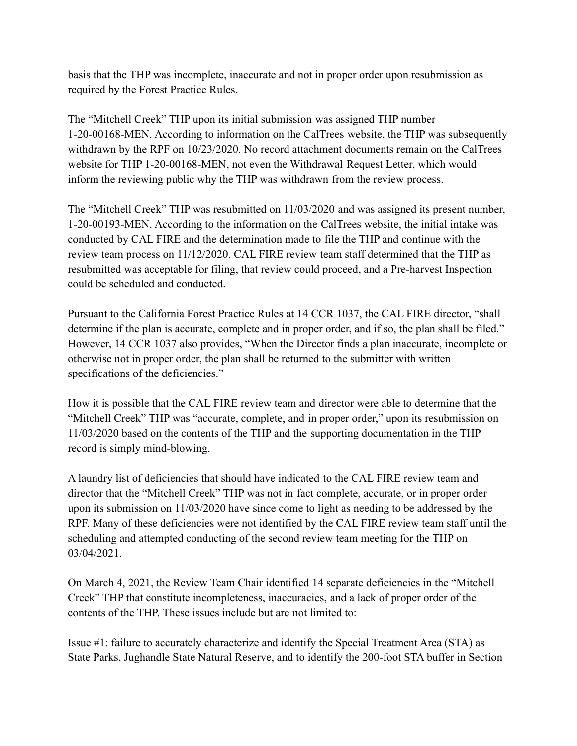basis that the THP was incomplete, inaccurate and not in proper order upon resubmission as required by the Forest Practice Rules.

The "Mitchell Creek" THP upon its initial submission was assigned THP number 1-20-00168-MEN. According to information on the CalTrees website, the THP was subsequently withdrawn by the RPF on 10/23/2020. No record attachment documents remain on the CalTrees website for THP 1-20-00168-MEN, not even the Withdrawal Request Letter, which would inform the reviewing public why the THP was withdrawn from the review process.

The "Mitchell Creek" THP was resubmitted on 11/03/2020 and was assigned its present number, 1-20-00193-MEN. According to the information on the CalTrees website, the initial intake was conducted by CAL FIRE and the determination made to file the THP and continue with the review team process on 11/12/2020. CAL FIRE review team staff determined that the THP as resubmitted was acceptable for filing, that review could proceed, and a Pre-harvest Inspection could be scheduled and conducted.

Pursuant to the California Forest Practice Rules at 14 CCR 1037, the CAL FIRE director, "shall determine if the plan is accurate, complete and in proper order, and if so, the plan shall be filed." However, 14 CCR 1037 also provides, "When the Director finds a plan inaccurate, incomplete or otherwise not in proper order, the plan shall be returned to the submitter with written specifications of the deficiencies."

How it is possible that the CAL FIRE review team and director were able to determine that the "Mitchell Creek" THP was "accurate, complete, and in proper order," upon its resubmission on 11/03/2020 based on the contents of the THP and the supporting documentation in the THP record is simply mind-blowing.

A laundry list of deficiencies that should have indicated to the CAL FIRE review team and director that the "Mitchell Creek" THP was not in fact complete, accurate, or in proper order upon its submission on 11/03/2020 have since come to light as needing to be addressed by the RPF. Many of these deficiencies were not identified by the CAL FIRE review team staff until the scheduling and attempted conducting of the second review team meeting for the THP on 03/04/2021.

On March 4, 2021, the Review Team Chair identified 14 separate deficiencies in the "Mitchell Creek" THP that constitute incompleteness, inaccuracies, and a lack of proper order of the contents of the THP. These issues include but are not limited to:

Issue #1: failure to accurately characterize and identify the Special Treatment Area (STA) as State Parks, Jughandle State Natural Reserve, and to identify the 200-foot STA buffer in Section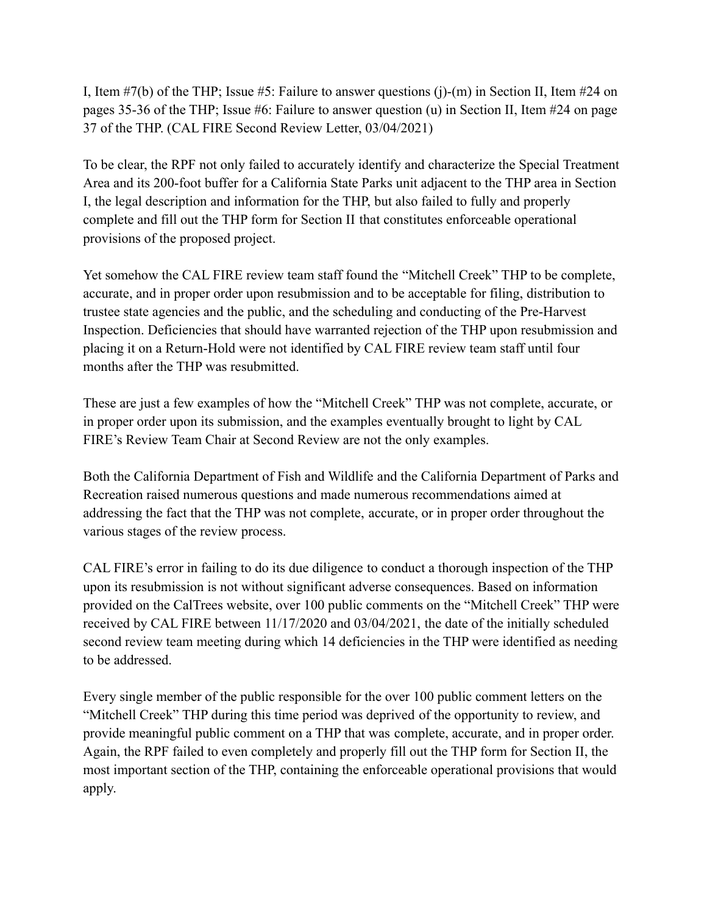I, Item #7(b) of the THP; Issue #5: Failure to answer questions (j)-(m) in Section II, Item #24 on pages 35-36 of the THP; Issue #6: Failure to answer question (u) in Section II, Item #24 on page 37 of the THP. (CAL FIRE Second Review Letter, 03/04/2021)

To be clear, the RPF not only failed to accurately identify and characterize the Special Treatment Area and its 200-foot buffer for a California State Parks unit adjacent to the THP area in Section I, the legal description and information for the THP, but also failed to fully and properly complete and fill out the THP form for Section II that constitutes enforceable operational provisions of the proposed project.

Yet somehow the CAL FIRE review team staff found the "Mitchell Creek" THP to be complete, accurate, and in proper order upon resubmission and to be acceptable for filing, distribution to trustee state agencies and the public, and the scheduling and conducting of the Pre-Harvest Inspection. Deficiencies that should have warranted rejection of the THP upon resubmission and placing it on a Return-Hold were not identified by CAL FIRE review team staff until four months after the THP was resubmitted.

These are just a few examples of how the "Mitchell Creek" THP was not complete, accurate, or in proper order upon its submission, and the examples eventually brought to light by CAL FIRE's Review Team Chair at Second Review are not the only examples.

Both the California Department of Fish and Wildlife and the California Department of Parks and Recreation raised numerous questions and made numerous recommendations aimed at addressing the fact that the THP was not complete, accurate, or in proper order throughout the various stages of the review process.

CAL FIRE's error in failing to do its due diligence to conduct a thorough inspection of the THP upon its resubmission is not without significant adverse consequences. Based on information provided on the CalTrees website, over 100 public comments on the "Mitchell Creek" THP were received by CAL FIRE between 11/17/2020 and 03/04/2021, the date of the initially scheduled second review team meeting during which 14 deficiencies in the THP were identified as needing to be addressed.

Every single member of the public responsible for the over 100 public comment letters on the "Mitchell Creek" THP during this time period was deprived of the opportunity to review, and provide meaningful public comment on a THP that was complete, accurate, and in proper order. Again, the RPF failed to even completely and properly fill out the THP form for Section II, the most important section of the THP, containing the enforceable operational provisions that would apply.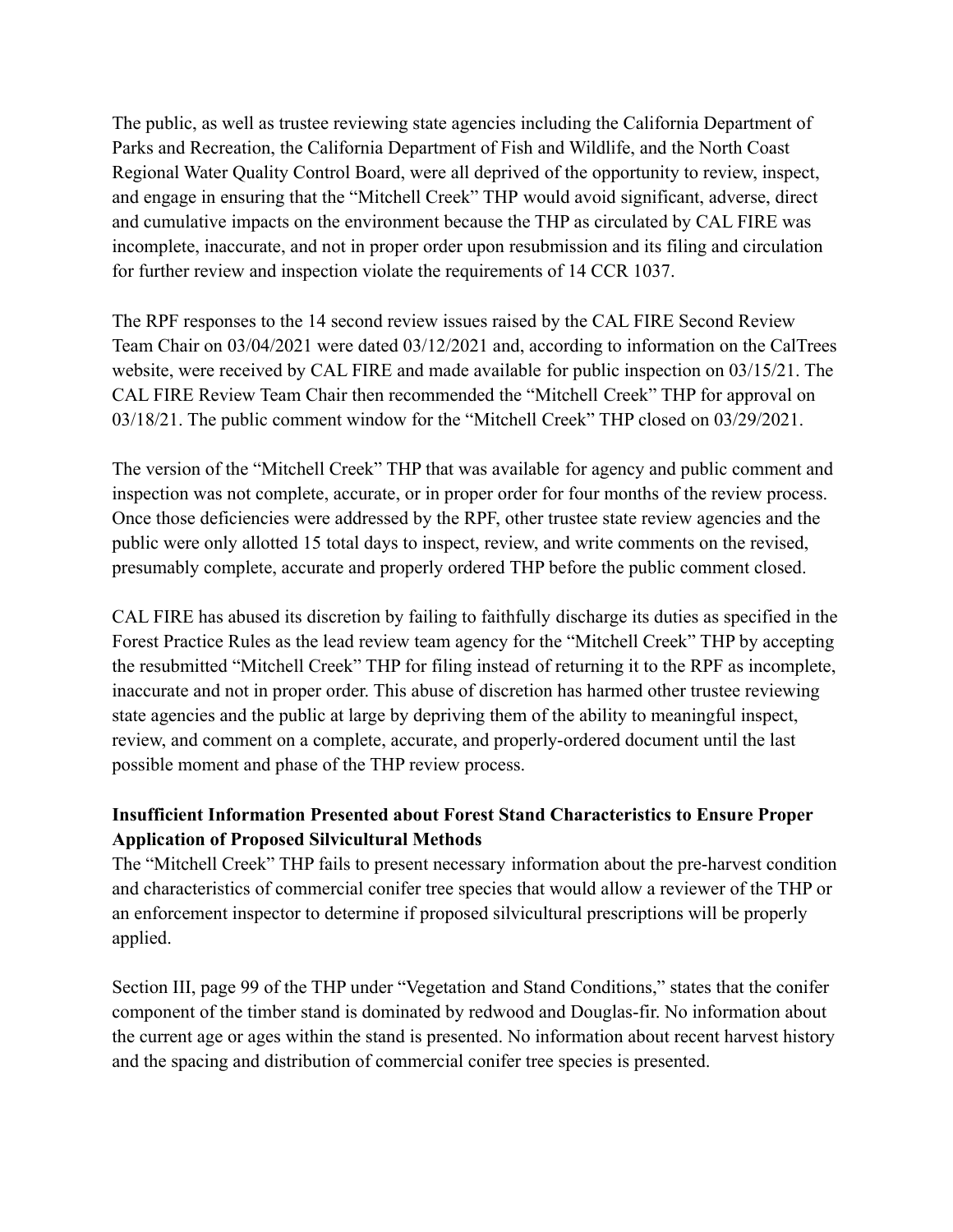The public, as well as trustee reviewing state agencies including the California Department of Parks and Recreation, the California Department of Fish and Wildlife, and the North Coast Regional Water Quality Control Board, were all deprived of the opportunity to review, inspect, and engage in ensuring that the "Mitchell Creek" THP would avoid significant, adverse, direct and cumulative impacts on the environment because the THP as circulated by CAL FIRE was incomplete, inaccurate, and not in proper order upon resubmission and its filing and circulation for further review and inspection violate the requirements of 14 CCR 1037.

The RPF responses to the 14 second review issues raised by the CAL FIRE Second Review Team Chair on 03/04/2021 were dated 03/12/2021 and, according to information on the CalTrees website, were received by CAL FIRE and made available for public inspection on 03/15/21. The CAL FIRE Review Team Chair then recommended the "Mitchell Creek" THP for approval on 03/18/21. The public comment window for the "Mitchell Creek" THP closed on 03/29/2021.

The version of the "Mitchell Creek" THP that was available for agency and public comment and inspection was not complete, accurate, or in proper order for four months of the review process. Once those deficiencies were addressed by the RPF, other trustee state review agencies and the public were only allotted 15 total days to inspect, review, and write comments on the revised, presumably complete, accurate and properly ordered THP before the public comment closed.

CAL FIRE has abused its discretion by failing to faithfully discharge its duties as specified in the Forest Practice Rules as the lead review team agency for the "Mitchell Creek" THP by accepting the resubmitted "Mitchell Creek" THP for filing instead of returning it to the RPF as incomplete, inaccurate and not in proper order. This abuse of discretion has harmed other trustee reviewing state agencies and the public at large by depriving them of the ability to meaningful inspect, review, and comment on a complete, accurate, and properly-ordered document until the last possible moment and phase of the THP review process.

**Insufficient Information Presented about Forest Stand Characteristics to Ensure Proper Application of Proposed Silvicultural Methods**

The "Mitchell Creek" THP fails to present necessary information about the pre-harvest condition and characteristics of commercial conifer tree species that would allow a reviewer of the THP or an enforcement inspector to determine if proposed silvicultural prescriptions will be properly applied.

Section III, page 99 of the THP under "Vegetation and Stand Conditions," states that the conifer component of the timber stand is dominated by redwood and Douglas-fir. No information about the current age or ages within the stand is presented. No information about recent harvest history and the spacing and distribution of commercial conifer tree species is presented.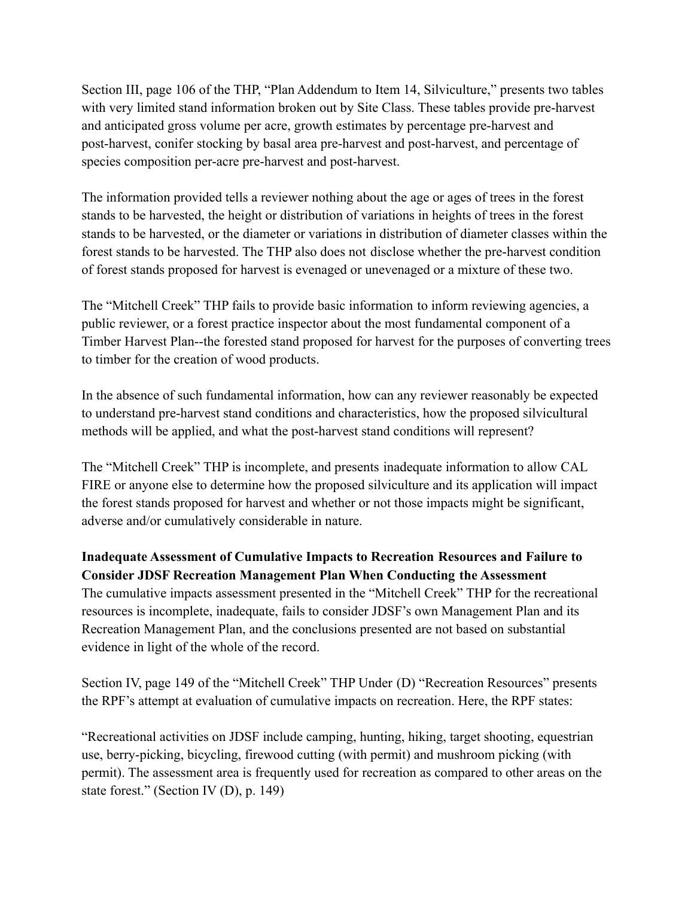Section III, page 106 of the THP, "Plan Addendum to Item 14, Silviculture," presents two tables with very limited stand information broken out by Site Class. These tables provide pre-harvest and anticipated gross volume per acre, growth estimates by percentage pre-harvest and post-harvest, conifer stocking by basal area pre-harvest and post-harvest, and percentage of species composition per-acre pre-harvest and post-harvest.

The information provided tells a reviewer nothing about the age or ages of trees in the forest stands to be harvested, the height or distribution of variations in heights of trees in the forest stands to be harvested, or the diameter or variations in distribution of diameter classes within the forest stands to be harvested. The THP also does not disclose whether the pre-harvest condition of forest stands proposed for harvest is evenaged or unevenaged or a mixture of these two.

The "Mitchell Creek" THP fails to provide basic information to inform reviewing agencies, a public reviewer, or a forest practice inspector about the most fundamental component of a Timber Harvest Plan--the forested stand proposed for harvest for the purposes of converting trees to timber for the creation of wood products.

In the absence of such fundamental information, how can any reviewer reasonably be expected to understand pre-harvest stand conditions and characteristics, how the proposed silvicultural methods will be applied, and what the post-harvest stand conditions will represent?

The "Mitchell Creek" THP is incomplete, and presents inadequate information to allow CAL FIRE or anyone else to determine how the proposed silviculture and its application will impact the forest stands proposed for harvest and whether or not those impacts might be significant, adverse and/or cumulatively considerable in nature.

**Inadequate Assessment of Cumulative Impacts to Recreation Resources and Failure to Consider JDSF Recreation Management Plan When Conducting the Assessment**

The cumulative impacts assessment presented in the "Mitchell Creek" THP for the recreational resources is incomplete, inadequate, fails to consider JDSF's own Management Plan and its Recreation Management Plan, and the conclusions presented are not based on substantial evidence in light of the whole of the record.

Section IV, page 149 of the "Mitchell Creek" THP Under (D) "Recreation Resources" presents the RPF's attempt at evaluation of cumulative impacts on recreation. Here, the RPF states:

"Recreational activities on JDSF include camping, hunting, hiking, target shooting, equestrian use, berry-picking, bicycling, firewood cutting (with permit) and mushroom picking (with permit). The assessment area is frequently used for recreation as compared to other areas on the state forest." (Section IV (D), p. 149)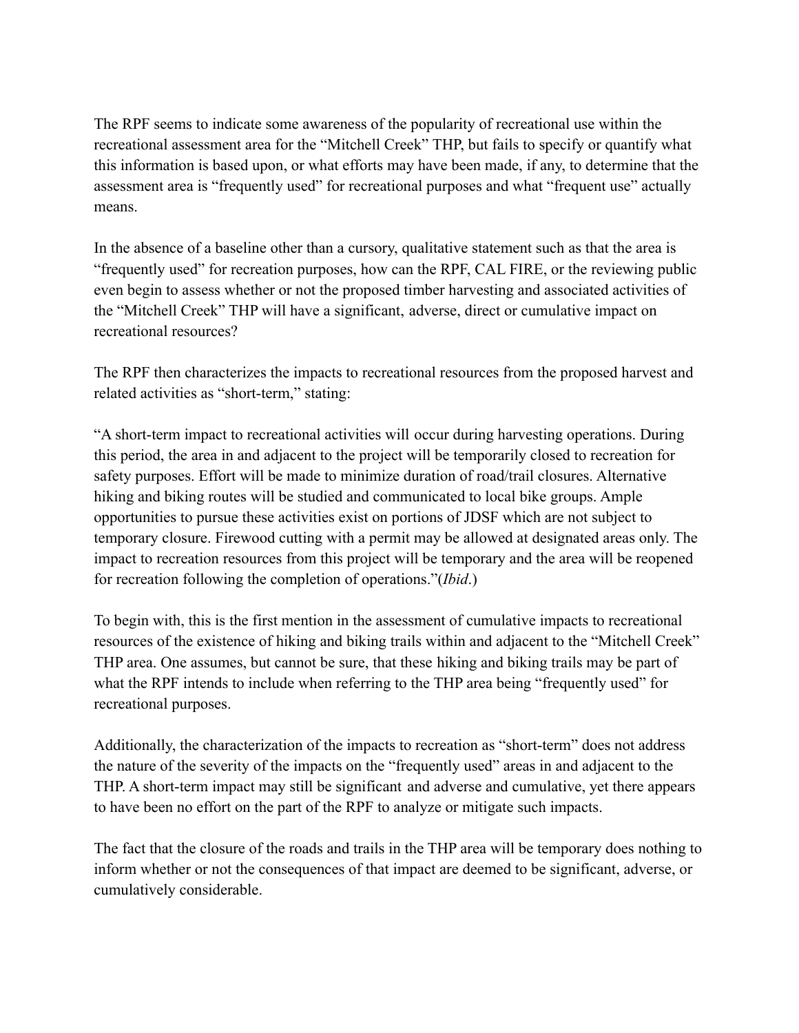The RPF seems to indicate some awareness of the popularity of recreational use within the recreational assessment area for the "Mitchell Creek" THP, but fails to specify or quantify what this information is based upon, or what efforts may have been made, if any, to determine that the assessment area is "frequently used" for recreational purposes and what "frequent use" actually means.

In the absence of a baseline other than a cursory, qualitative statement such as that the area is "frequently used" for recreation purposes, how can the RPF, CAL FIRE, or the reviewing public even begin to assess whether or not the proposed timber harvesting and associated activities of the "Mitchell Creek" THP will have a significant, adverse, direct or cumulative impact on recreational resources?

The RPF then characterizes the impacts to recreational resources from the proposed harvest and related activities as "short-term," stating:

"A short-term impact to recreational activities will occur during harvesting operations. During this period, the area in and adjacent to the project will be temporarily closed to recreation for safety purposes. Effort will be made to minimize duration of road/trail closures. Alternative hiking and biking routes will be studied and communicated to local bike groups. Ample opportunities to pursue these activities exist on portions of JDSF which are not subject to temporary closure. Firewood cutting with a permit may be allowed at designated areas only. The impact to recreation resources from this project will be temporary and the area will be reopened for recreation following the completion of operations."(*Ibid*.)

To begin with, this is the first mention in the assessment of cumulative impacts to recreational resources of the existence of hiking and biking trails within and adjacent to the "Mitchell Creek" THP area. One assumes, but cannot be sure, that these hiking and biking trails may be part of what the RPF intends to include when referring to the THP area being "frequently used" for recreational purposes.

Additionally, the characterization of the impacts to recreation as "short-term" does not address the nature of the severity of the impacts on the "frequently used" areas in and adjacent to the THP. A short-term impact may still be significant and adverse and cumulative, yet there appears to have been no effort on the part of the RPF to analyze or mitigate such impacts.

The fact that the closure of the roads and trails in the THP area will be temporary does nothing to inform whether or not the consequences of that impact are deemed to be significant, adverse, or cumulatively considerable.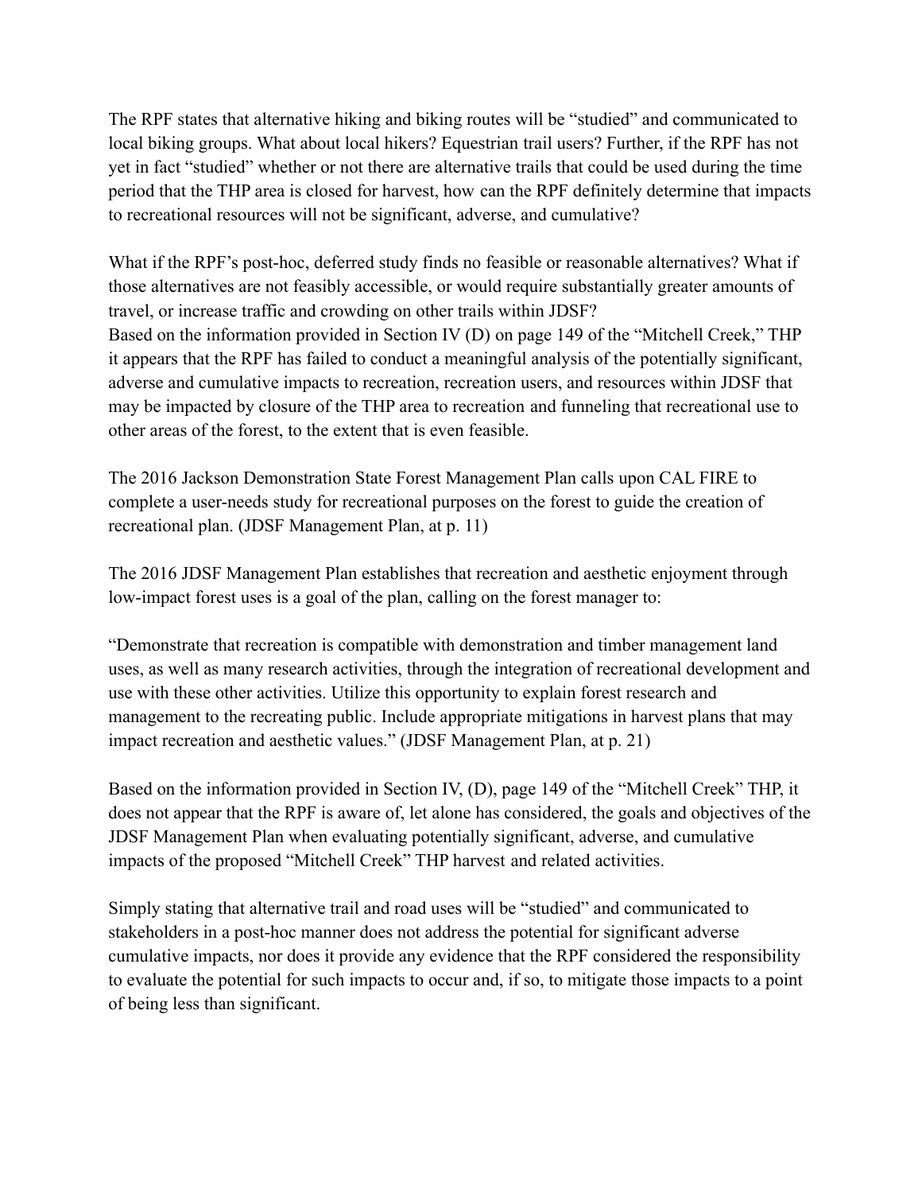The RPF states that alternative hiking and biking routes will be "studied" and communicated to local biking groups. What about local hikers? Equestrian trail users? Further, if the RPF has not yet in fact "studied" whether or not there are alternative trails that could be used during the time period that the THP area is closed for harvest, how can the RPF definitely determine that impacts to recreational resources will not be significant, adverse, and cumulative?

What if the RPF's post-hoc, deferred study finds no feasible or reasonable alternatives? What if those alternatives are not feasibly accessible, or would require substantially greater amounts of travel, or increase traffic and crowding on other trails within JDSF?
Based on the information provided in Section IV (D) on page 149 of the "Mitchell Creek," THP it appears that the RPF has failed to conduct a meaningful analysis of the potentially significant, adverse and cumulative impacts to recreation, recreation users, and resources within JDSF that may be impacted by closure of the THP area to recreation and funneling that recreational use to other areas of the forest, to the extent that is even feasible.

The 2016 Jackson Demonstration State Forest Management Plan calls upon CAL FIRE to complete a user-needs study for recreational purposes on the forest to guide the creation of recreational plan. (JDSF Management Plan, at p. 11)

The 2016 JDSF Management Plan establishes that recreation and aesthetic enjoyment through low-impact forest uses is a goal of the plan, calling on the forest manager to:

"Demonstrate that recreation is compatible with demonstration and timber management land uses, as well as many research activities, through the integration of recreational development and use with these other activities. Utilize this opportunity to explain forest research and management to the recreating public. Include appropriate mitigations in harvest plans that may impact recreation and aesthetic values." (JDSF Management Plan, at p. 21)

Based on the information provided in Section IV, (D), page 149 of the "Mitchell Creek" THP, it does not appear that the RPF is aware of, let alone has considered, the goals and objectives of the JDSF Management Plan when evaluating potentially significant, adverse, and cumulative impacts of the proposed "Mitchell Creek" THP harvest and related activities.

Simply stating that alternative trail and road uses will be "studied" and communicated to stakeholders in a post-hoc manner does not address the potential for significant adverse cumulative impacts, nor does it provide any evidence that the RPF considered the responsibility to evaluate the potential for such impacts to occur and, if so, to mitigate those impacts to a point of being less than significant.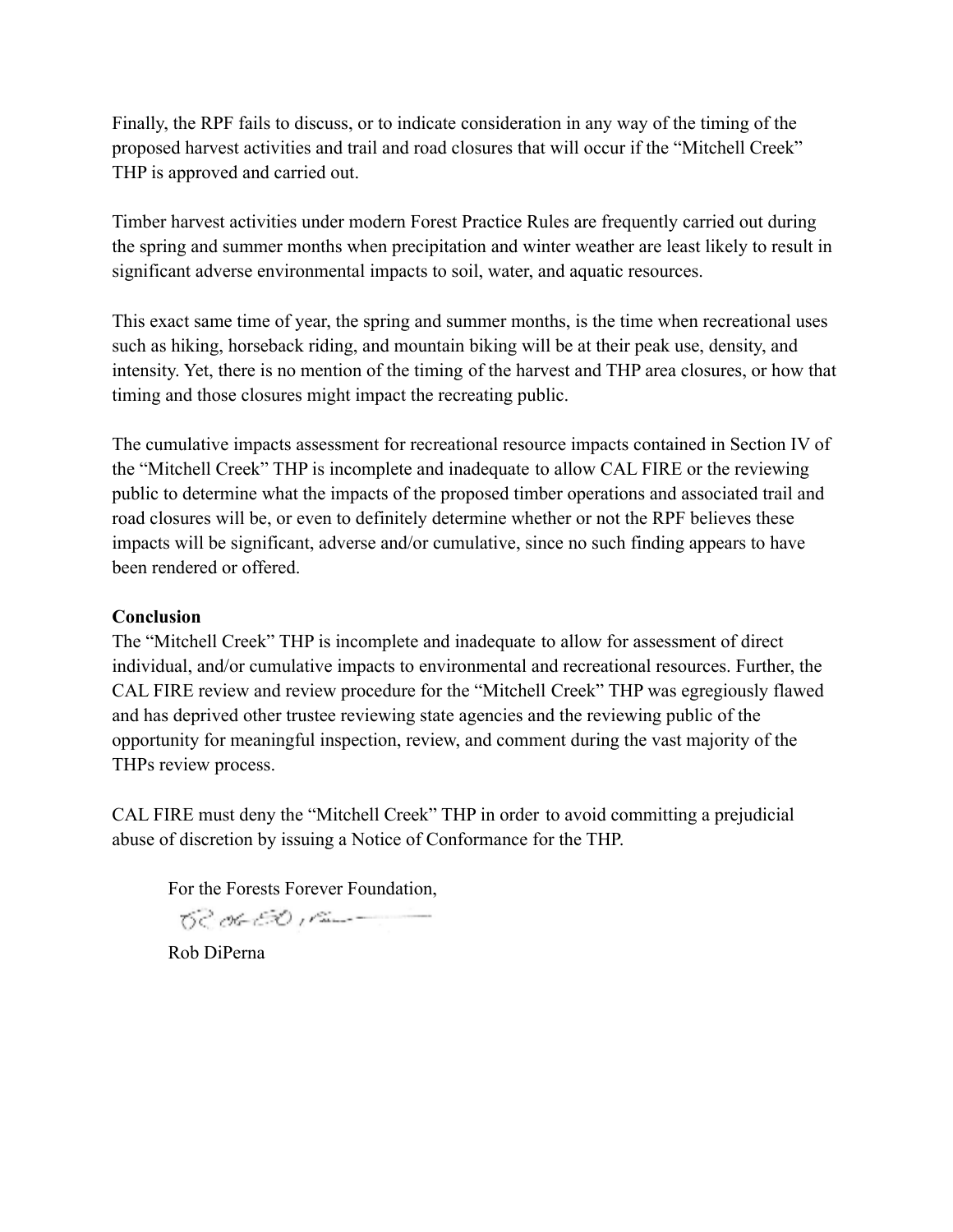Finally, the RPF fails to discuss, or to indicate consideration in any way of the timing of the proposed harvest activities and trail and road closures that will occur if the "Mitchell Creek" THP is approved and carried out.

Timber harvest activities under modern Forest Practice Rules are frequently carried out during the spring and summer months when precipitation and winter weather are least likely to result in significant adverse environmental impacts to soil, water, and aquatic resources.

This exact same time of year, the spring and summer months, is the time when recreational uses such as hiking, horseback riding, and mountain biking will be at their peak use, density, and intensity. Yet, there is no mention of the timing of the harvest and THP area closures, or how that timing and those closures might impact the recreating public.

The cumulative impacts assessment for recreational resource impacts contained in Section IV of the "Mitchell Creek" THP is incomplete and inadequate to allow CAL FIRE or the reviewing public to determine what the impacts of the proposed timber operations and associated trail and road closures will be, or even to definitely determine whether or not the RPF believes these impacts will be significant, adverse and/or cumulative, since no such finding appears to have been rendered or offered.

**Conclusion**

The "Mitchell Creek" THP is incomplete and inadequate to allow for assessment of direct individual, and/or cumulative impacts to environmental and recreational resources. Further, the CAL FIRE review and review procedure for the "Mitchell Creek" THP was egregiously flawed and has deprived other trustee reviewing state agencies and the reviewing public of the opportunity for meaningful inspection, review, and comment during the vast majority of the THPs review process.

CAL FIRE must deny the "Mitchell Creek" THP in order to avoid committing a prejudicial abuse of discretion by issuing a Notice of Conformance for the THP.

For the Forests Forever Foundation,

Rob DiPerna